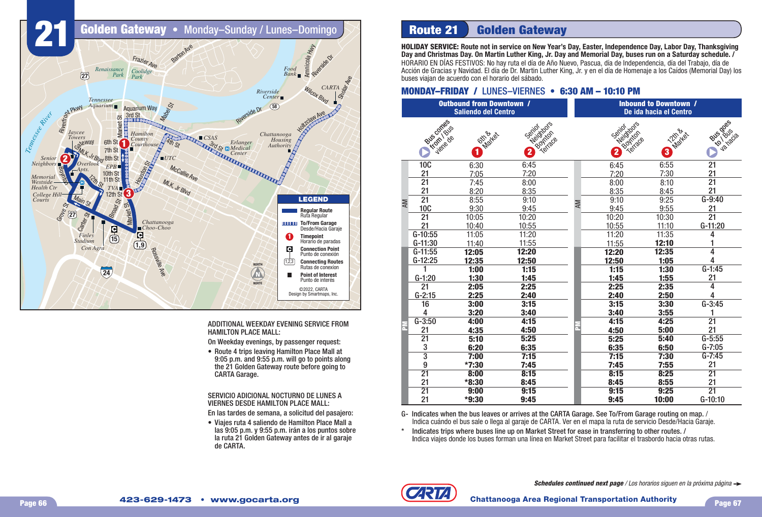# 21 Golden Gateway • Monday–Sunday / Lunes–Domingo

**LEGEND**
- Regular Route / Ruta Regular
- To/From Garage / Desde/Hacia Garaje
- Timepoint / Horario de paradas
- Connection Point / Punto de conexión
- Connecting Routes / Rutas de conexion
- Point of Interest / Punto de interés

©2022, CARTA
Design by Smartmaps, Inc.

ADDITIONAL WEEKDAY EVENING SERVICE FROM HAMILTON PLACE MALL:

On Weekday evenings, by passenger request:

- Route 4 trips leaving Hamilton Place Mall at 9:05 p.m. and 9:55 p.m. will go to points along the 21 Golden Gateway route before going to CARTA Garage.

SERVICIO ADICIONAL NOCTURNO DE LUNES A VIERNES DESDE HAMILTON PLACE MALL:

En las tardes de semana, a solicitud del pasajero:

- Viajes ruta 4 saliendo de Hamilton Place Mall a las 9:05 p.m. y 9:55 p.m. irán a los puntos sobre la ruta 21 Golden Gateway antes de ir al garaje de CARTA.

## Route 21 Golden Gateway

**HOLIDAY SERVICE: Route not in service on New Year's Day, Easter, Independence Day, Labor Day, Thanksgiving Day and Christmas Day. On Martin Luther King, Jr. Day and Memorial Day, buses run on a Saturday schedule. /** HORARIO EN DÍAS FESTIVOS: No hay ruta el día de Año Nuevo, Pascua, día de Independencia, día del Trabajo, día de Acción de Gracias y Navidad. El día de Dr. Martin Luther King, Jr. y en el día de Homenaje a los Caídos (Memorial Day) los buses viajan de acuerdo con el horario del sábado.

### MONDAY–FRIDAY / LUNES–VIERNES • 6:30 AM – 10:10 PM

| | Outbound from Downtown / Saliendo del Centro | | | | Inbound to Downtown / De ida hacia el Centro | | |
|---|---|---|---|---|---|---|---|
| | Bus comes from / Bus viene de | 1 6th & Market | 2 Senior Neighbors Boynton Terrace | | 2 Senior Neighbors Boynton Terrace | 3 12th & Market | Bus goes to / Bus va hacia |
| AM | 10C | 6:30 | 6:45 | AM | 6:45 | 6:55 | 21 |
| AM | 21 | 7:05 | 7:20 | AM | 7:20 | 7:30 | 21 |
| AM | 21 | 7:45 | 8:00 | AM | 8:00 | 8:10 | 21 |
| AM | 21 | 8:20 | 8:35 | AM | 8:35 | 8:45 | 21 |
| AM | 21 | 8:55 | 9:10 | AM | 9:10 | 9:25 | G-9:40 |
| AM | 10C | 9:30 | 9:45 | AM | 9:45 | 9:55 | 21 |
| AM | 21 | 10:05 | 10:20 | AM | 10:20 | 10:30 | 21 |
| AM | 21 | 10:40 | 10:55 | AM | 10:55 | 11:10 | G-11:20 |
| AM | G-10:55 | 11:05 | 11:20 | AM | 11:20 | 11:35 | 4 |
| AM | G-11:30 | 11:40 | 11:55 | AM | 11:55 | **12:10** | 1 |
| PM | G-11:55 | **12:05** | **12:20** | PM | **12:20** | **12:35** | 4 |
| PM | G-12:25 | **12:35** | **12:50** | PM | **12:50** | **1:05** | 4 |
| PM | 1 | **1:00** | **1:15** | PM | **1:15** | **1:30** | G-1:45 |
| PM | G-1:20 | **1:30** | **1:45** | PM | **1:45** | **1:55** | 21 |
| PM | 21 | **2:05** | **2:25** | PM | **2:25** | **2:35** | 4 |
| PM | G-2:15 | **2:25** | **2:40** | PM | **2:40** | **2:50** | 4 |
| PM | 16 | **3:00** | **3:15** | PM | **3:15** | **3:30** | G-3:45 |
| PM | 4 | **3:20** | **3:40** | PM | **3:40** | **3:55** | 1 |
| PM | G-3:50 | **4:00** | **4:15** | PM | **4:15** | **4:25** | 21 |
| PM | 21 | **4:35** | **4:50** | PM | **4:50** | **5:00** | 21 |
| PM | 21 | **5:10** | **5:25** | PM | **5:25** | **5:40** | G-5:55 |
| PM | 3 | **6:20** | **6:35** | PM | **6:35** | **6:50** | G-7:05 |
| PM | 3 | **7:00** | **7:15** | PM | **7:15** | **7:30** | G-7:45 |
| PM | 9 | ***7:30** | **7:45** | PM | **7:45** | **7:55** | 21 |
| PM | 21 | **8:00** | **8:15** | PM | **8:15** | **8:25** | 21 |
| PM | 21 | ***8:30** | **8:45** | PM | **8:45** | **8:55** | 21 |
| PM | 21 | **9:00** | **9:15** | PM | **9:15** | **9:25** | 21 |
| PM | 21 | ***9:30** | **9:45** | PM | **9:45** | **10:00** | G-10:10 |

G- Indicates when the bus leaves or arrives at the CARTA Garage. See To/From Garage routing on map. / Indica cuándo el bus sale o llega al garaje de CARTA. Ver en el mapa la ruta de servicio Desde/Hacia Garaje.

\* Indicates trips where buses line up on Market Street for ease in transferring to other routes. / Indica viajes donde los buses forman una línea en Market Street para facilitar el trasbordo hacia otras rutas.

***Schedules continued next page*** */ Los horarios siguen en la próxima página*

423-629-1473 • www.gocarta.org

Chattanooga Area Regional Transportation Authority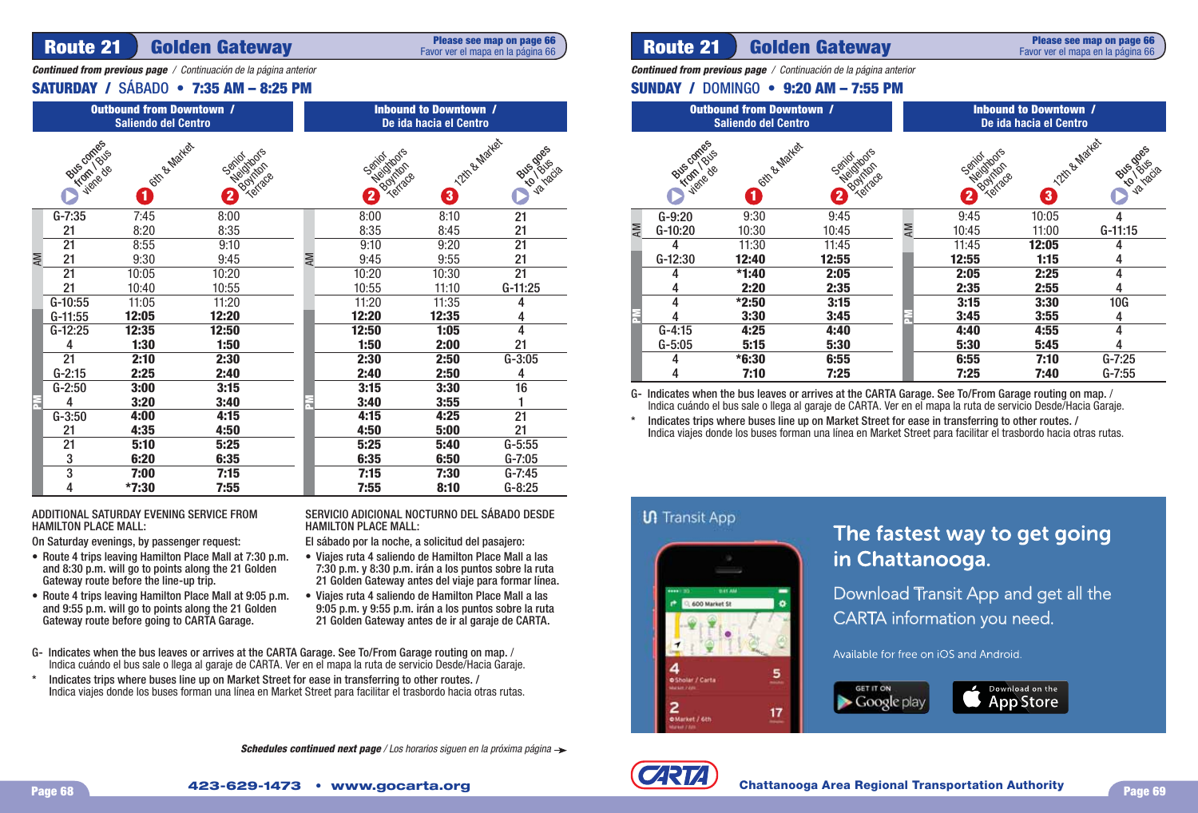## Route 21 Golden Gateway

Please see map on page 66
Favor ver el mapa en la página 66

***Continued from previous page*** / *Continuación de la página anterior*

### SATURDAY / SÁBADO • 7:35 AM – 8:25 PM

| | Outbound from Downtown / Saliendo del Centro | | | Inbound to Downtown / De ida hacia el Centro | | |
|---|---|---|---|---|---|---|
| | Bus comes from / Bus viene de | 1 6th & Market | 2 Senior Neighbors Boynton Terrace | 2 Senior Neighbors Boynton Terrace | 3 12th & Market | Bus goes to / Bus va hacia |
| AM | G-7:35 | 7:45 | 8:00 | 8:00 | 8:10 | 21 |
| AM | 21 | 8:20 | 8:35 | 8:35 | 8:45 | 21 |
| AM | 21 | 8:55 | 9:10 | 9:10 | 9:20 | 21 |
| AM | 21 | 9:30 | 9:45 | 9:45 | 9:55 | 21 |
| AM | 21 | 10:05 | 10:20 | 10:20 | 10:30 | 21 |
| AM | 21 | 10:40 | 10:55 | 10:55 | 11:10 | G-11:25 |
| AM | G-10:55 | 11:05 | 11:20 | 11:20 | 11:35 | 4 |
| AM | G-11:55 | **12:05** | **12:20** | **12:20** | **12:35** | 4 |
| PM | G-12:25 | **12:35** | **12:50** | **12:50** | **1:05** | 4 |
| PM | 4 | **1:30** | **1:50** | **1:50** | **2:00** | 21 |
| PM | 21 | **2:10** | **2:30** | **2:30** | **2:50** | G-3:05 |
| PM | G-2:15 | **2:25** | **2:40** | **2:40** | **2:50** | 4 |
| PM | G-2:50 | **3:00** | **3:15** | **3:15** | **3:30** | 16 |
| PM | 4 | **3:20** | **3:40** | **3:40** | **3:55** | 1 |
| PM | G-3:50 | **4:00** | **4:15** | **4:15** | **4:25** | 21 |
| PM | 21 | **4:35** | **4:50** | **4:50** | **5:00** | 21 |
| PM | 21 | **5:10** | **5:25** | **5:25** | **5:40** | G-5:55 |
| PM | 3 | **6:20** | **6:35** | **6:35** | **6:50** | G-7:05 |
| PM | 3 | **7:00** | **7:15** | **7:15** | **7:30** | G-7:45 |
| PM | 4 | ***7:30** | **7:55** | **7:55** | **8:10** | G-8:25 |

ADDITIONAL SATURDAY EVENING SERVICE FROM HAMILTON PLACE MALL:

On Saturday evenings, by passenger request:

- Route 4 trips leaving Hamilton Place Mall at 7:30 p.m. and 8:30 p.m. will go to points along the 21 Golden Gateway route before the line-up trip.
- Route 4 trips leaving Hamilton Place Mall at 9:05 p.m. and 9:55 p.m. will go to points along the 21 Golden Gateway route before going to CARTA Garage.

SERVICIO ADICIONAL NOCTURNO DEL SÁBADO DESDE HAMILTON PLACE MALL:

El sábado por la noche, a solicitud del pasajero:

- Viajes ruta 4 saliendo de Hamilton Place Mall a las 7:30 p.m. y 8:30 p.m. irán a los puntos sobre la ruta 21 Golden Gateway antes del viaje para formar línea.
- Viajes ruta 4 saliendo de Hamilton Place Mall a las 9:05 p.m. y 9:55 p.m. irán a los puntos sobre la ruta 21 Golden Gateway antes de ir al garaje de CARTA.

G- Indicates when the bus leaves or arrives at the CARTA Garage. See To/From Garage routing on map. / Indica cuándo el bus sale o llega al garaje de CARTA. Ver en el mapa la ruta de servicio Desde/Hacia Garaje.

\* Indicates trips where buses line up on Market Street for ease in transferring to other routes. / Indica viajes donde los buses forman una línea en Market Street para facilitar el trasbordo hacia otras rutas.

***Schedules continued next page*** / *Los horarios siguen en la próxima página* →

## Route 21 Golden Gateway

Please see map on page 66
Favor ver el mapa en la página 66

***Continued from previous page*** / *Continuación de la página anterior*

### SUNDAY / DOMINGO • 9:20 AM – 7:55 PM

| | Outbound from Downtown / Saliendo del Centro | | | Inbound to Downtown / De ida hacia el Centro | | |
|---|---|---|---|---|---|---|
| | Bus comes from / Bus viene de | 1 6th & Market | 2 Senior Neighbors Boynton Terrace | 2 Senior Neighbors Boynton Terrace | 3 12th & Market | Bus goes to / Bus va hacia |
| AM | G-9:20 | 9:30 | 9:45 | 9:45 | 10:05 | 4 |
| AM | G-10:20 | 10:30 | 10:45 | 10:45 | 11:00 | G-11:15 |
| AM | 4 | 11:30 | 11:45 | 11:45 | **12:05** | 4 |
| PM | G-12:30 | **12:40** | **12:55** | **12:55** | **1:15** | 4 |
| PM | 4 | ***1:40** | **2:05** | **2:05** | **2:25** | 4 |
| PM | 4 | **2:20** | **2:35** | **2:35** | **2:55** | 4 |
| PM | 4 | ***2:50** | **3:15** | **3:15** | **3:30** | 10G |
| PM | 4 | **3:30** | **3:45** | **3:45** | **3:55** | 4 |
| PM | G-4:15 | **4:25** | **4:40** | **4:40** | **4:55** | 4 |
| PM | G-5:05 | **5:15** | **5:30** | **5:30** | **5:45** | 4 |
| PM | 4 | ***6:30** | **6:55** | **6:55** | **7:10** | G-7:25 |
| PM | 4 | **7:10** | **7:25** | **7:25** | **7:40** | G-7:55 |

G- Indicates when the bus leaves or arrives at the CARTA Garage. See To/From Garage routing on map. / Indica cuándo el bus sale o llega al garaje de CARTA. Ver en el mapa la ruta de servicio Desde/Hacia Garaje.

\* Indicates trips where buses line up on Market Street for ease in transferring to other routes. / Indica viajes donde los buses forman una línea en Market Street para facilitar el trasbordo hacia otras rutas.

Transit App

**The fastest way to get going in Chattanooga.**

Download Transit App and get all the CARTA information you need.

Available for free on iOS and Android.

GET IT ON Google play

Download on the App Store

423-629-1473 • www.gocarta.org

CARTA

Chattanooga Area Regional Transportation Authority